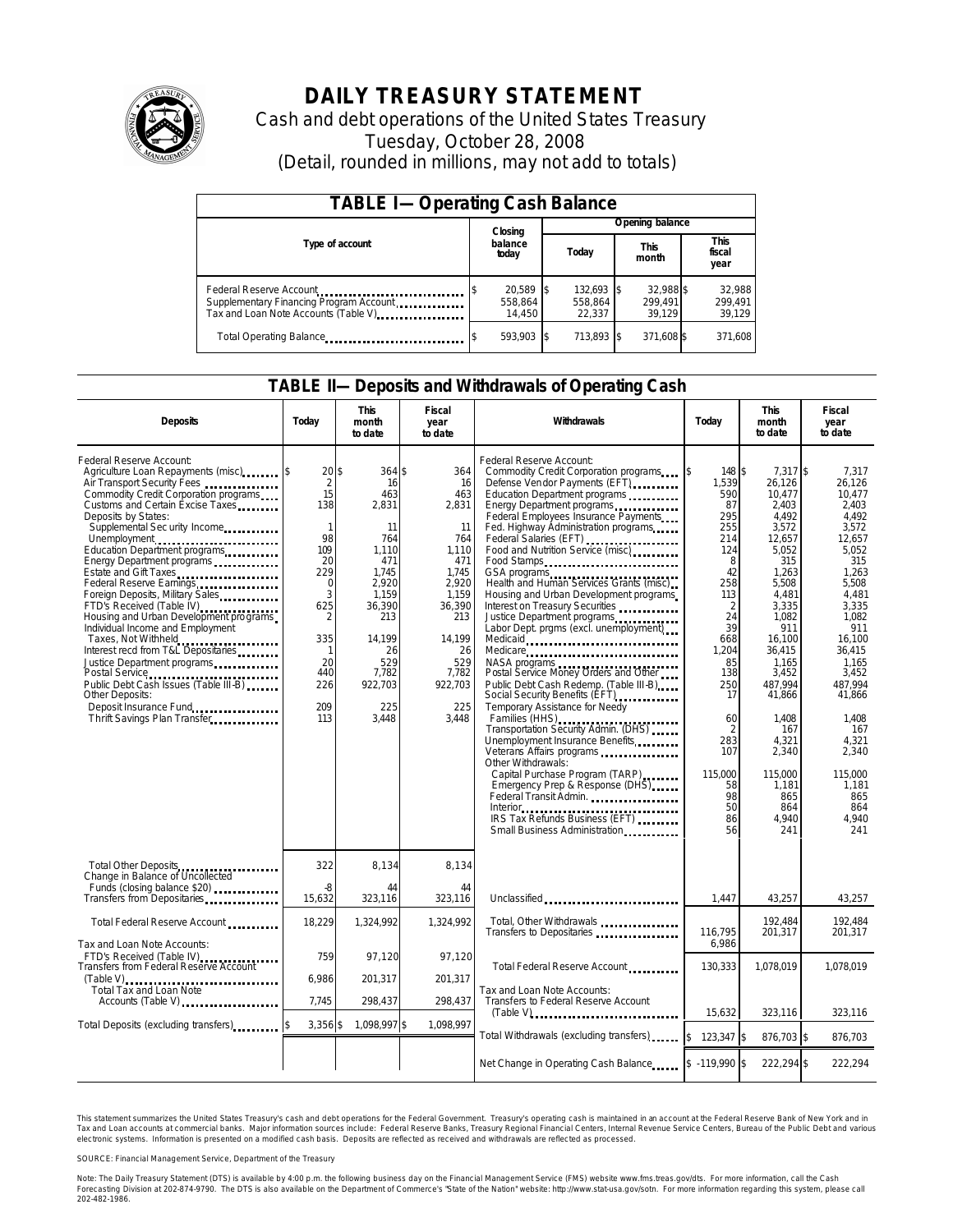# DAILY TREASURY STATEMENT

Cash and debt operations of the United States Treasury

Tuesday, October 28, 2008

(Detail, rounded in millions, may not add to totals)

## TABLE I—Operating Cash Balance

| Type of account | Closing balance today | Opening balance Today | Opening balance This month | Opening balance This fiscal year |
|---|---|---|---|---|
| Federal Reserve Account | $ 20,589 | $ 132,693 | $ 32,988 | $ 32,988 |
| Supplementary Financing Program Account | 558,864 | 558,864 | 299,491 | 299,491 |
| Tax and Loan Note Accounts (Table V) | 14,450 | 22,337 | 39,129 | 39,129 |
| Total Operating Balance | $ 593,903 | $ 713,893 | $ 371,608 | $ 371,608 |

## TABLE II—Deposits and Withdrawals of Operating Cash

| Deposits | Today | This month to date | Fiscal year to date |
|---|---|---|---|
| Federal Reserve Account: | | | |
| Agriculture Loan Repayments (misc) | $ 20 | $ 364 | $ 364 |
| Air Transport Security Fees | 2 | 16 | 16 |
| Commodity Credit Corporation programs | 15 | 463 | 463 |
| Customs and Certain Excise Taxes | 138 | 2,831 | 2,831 |
| Deposits by States: | | | |
| Supplemental Security Income | 1 | 11 | 11 |
| Unemployment | 98 | 764 | 764 |
| Education Department programs | 109 | 1,110 | 1,110 |
| Energy Department programs | 20 | 471 | 471 |
| Estate and Gift Taxes | 229 | 1,745 | 1,745 |
| Federal Reserve Earnings | 0 | 2,920 | 2,920 |
| Foreign Deposits, Military Sales | 3 | 1,159 | 1,159 |
| FTD's Received (Table IV) | 625 | 36,390 | 36,390 |
| Housing and Urban Development programs | 2 | 213 | 213 |
| Individual Income and Employment Taxes, Not Withheld | 335 | 14,199 | 14,199 |
| Interest recd from T&L Depositaries | 1 | 26 | 26 |
| Justice Department programs | 20 | 529 | 529 |
| Postal Service | 440 | 7,782 | 7,782 |
| Public Debt Cash Issues (Table III-B) | 226 | 922,703 | 922,703 |
| Other Deposits: | | | |
| Deposit Insurance Fund | 209 | 225 | 225 |
| Thrift Savings Plan Transfer | 113 | 3,448 | 3,448 |
| Total Other Deposits | 322 | 8,134 | 8,134 |
| Change in Balance of Uncollected Funds (closing balance $20) | -8 | 44 | 44 |
| Transfers from Depositaries | 15,632 | 323,116 | 323,116 |
| Total Federal Reserve Account | 18,229 | 1,324,992 | 1,324,992 |
| Tax and Loan Note Accounts: | | | |
| FTD's Received (Table IV) | 759 | 97,120 | 97,120 |
| Transfers from Federal Reserve Account (Table V) | 6,986 | 201,317 | 201,317 |
| Total Tax and Loan Note Accounts (Table V) | 7,745 | 298,437 | 298,437 |
| Total Deposits (excluding transfers) | $ 3,356 | $ 1,098,997 | $ 1,098,997 |

| Withdrawals | Today | This month to date | Fiscal year to date |
|---|---|---|---|
| Federal Reserve Account: | | | |
| Commodity Credit Corporation programs | $ 148 | $ 7,317 | $ 7,317 |
| Defense Vendor Payments (EFT) | 1,539 | 26,126 | 26,126 |
| Education Department programs | 590 | 10,477 | 10,477 |
| Energy Department programs | 87 | 2,403 | 2,403 |
| Federal Employees Insurance Payments | 295 | 4,492 | 4,492 |
| Fed. Highway Administration programs | 255 | 3,572 | 3,572 |
| Federal Salaries (EFT) | 214 | 12,657 | 12,657 |
| Food and Nutrition Service (misc) | 124 | 5,052 | 5,052 |
| Food Stamps | 8 | 315 | 315 |
| GSA programs | 42 | 1,263 | 1,263 |
| Health and Human Services Grants (misc) | 258 | 5,508 | 5,508 |
| Housing and Urban Development programs | 113 | 4,481 | 4,481 |
| Interest on Treasury Securities | 2 | 3,335 | 3,335 |
| Justice Department programs | 24 | 1,082 | 1,082 |
| Labor Dept. prgms (excl. unemployment) | 39 | 911 | 911 |
| Medicaid | 668 | 16,100 | 16,100 |
| Medicare | 1,204 | 36,415 | 36,415 |
| NASA programs | 85 | 1,165 | 1,165 |
| Postal Service Money Orders and Other | 138 | 3,452 | 3,452 |
| Public Debt Cash Redemp. (Table III-B) | 250 | 487,994 | 487,994 |
| Social Security Benefits (EFT) | 17 | 41,866 | 41,866 |
| Temporary Assistance for Needy Families (HHS) | 60 | 1,408 | 1,408 |
| Transportation Security Admin. (DHS) | 2 | 167 | 167 |
| Unemployment Insurance Benefits | 283 | 4,321 | 4,321 |
| Veterans Affairs programs | 107 | 2,340 | 2,340 |
| Other Withdrawals: | | | |
| Capital Purchase Program (TARP) | 115,000 | 115,000 | 115,000 |
| Emergency Prep & Response (DHS) | 58 | 1,181 | 1,181 |
| Federal Transit Admin. | 98 | 865 | 865 |
| Interior | 50 | 864 | 864 |
| IRS Tax Refunds Business (EFT) | 86 | 4,940 | 4,940 |
| Small Business Administration | 56 | 241 | 241 |
| Unclassified | 1,447 | 43,257 | 43,257 |
| Total, Other Withdrawals | 116,795 | 192,484 | 192,484 |
| Transfers to Depositaries | 6,986 | 201,317 | 201,317 |
| Total Federal Reserve Account | 130,333 | 1,078,019 | 1,078,019 |
| Tax and Loan Note Accounts: | | | |
| Transfers to Federal Reserve Account (Table V) | 15,632 | 323,116 | 323,116 |
| Total Withdrawals (excluding transfers) | $ 123,347 | $ 876,703 | $ 876,703 |
| Net Change in Operating Cash Balance | $ -119,990 | $ 222,294 | $ 222,294 |

This statement summarizes the United States Treasury's cash and debt operations for the Federal Government. Treasury's operating cash is maintained in an account at the Federal Reserve Bank of New York and in Tax and Loan accounts at commercial banks. Major information sources include: Federal Reserve Banks, Treasury Regional Financial Centers, Internal Revenue Service Centers, Bureau of the Public Debt and various electronic systems. Information is presented on a modified cash basis. Deposits are reflected as received and withdrawals are reflected as processed.

SOURCE: Financial Management Service, Department of the Treasury

Note: The Daily Treasury Statement (DTS) is available by 4:00 p.m. the following business day on the Financial Management Service (FMS) website www.fms.treas.gov/dts. For more information, call the Cash Forecasting Division at 202-874-9790. The DTS is also available on the Department of Commerce's "State of the Nation" website: http://www.stat-usa.gov/sotn. For more information regarding this system, please call 202-482-1986.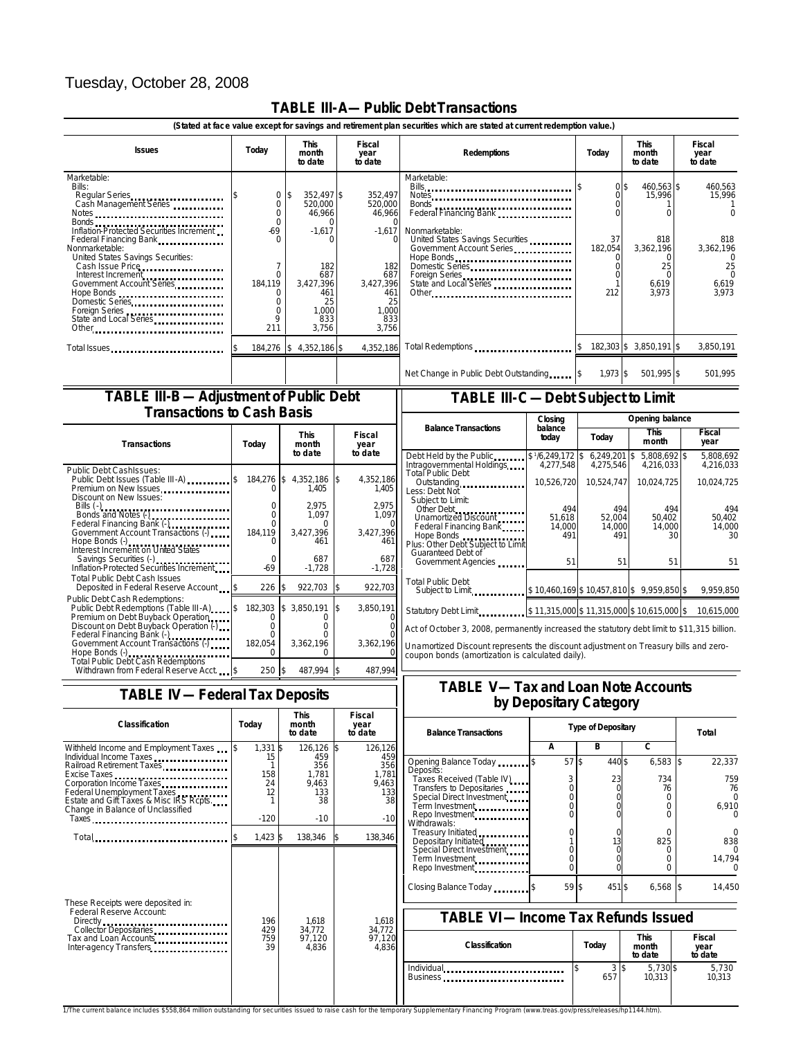Tuesday, October 28, 2008

## TABLE III-A— Public Debt Transactions

(Stated at face value except for savings and retirement plan securities which are stated at current redemption value.)

| Issues | Today | This month to date | Fiscal year to date | Redemptions | Today | This month to date | Fiscal year to date |
|---|---|---|---|---|---|---|---|
| Marketable: | | | | Marketable: | | | |
| Bills: | | | | Bills | $ 0 | $ 460,563 | $ 460,563 |
| Regular Series | $ 0 | $ 352,497 | $ 352,497 | Notes | 0 | 15,996 | 15,996 |
| Cash Management Series | 0 | 520,000 | 520,000 | Bonds | 0 | 1 | 1 |
| Notes | 0 | 46,966 | 46,966 | Federal Financing Bank | 0 | 0 | 0 |
| Bonds | 0 | 0 | 0 | | | | |
| Inflation-Protected Securities Increment | -69 | -1,617 | -1,617 | Nonmarketable: | | | |
| Federal Financing Bank | 0 | 0 | 0 | United States Savings Securities | 37 | 818 | 818 |
| Nonmarketable: | | | | Government Account Series | 182,054 | 3,362,196 | 3,362,196 |
| United States Savings Securities: | | | | Hope Bonds | 0 | 0 | 0 |
| Cash Issue Price | 7 | 182 | 182 | Domestic Series | 0 | 25 | 25 |
| Interest Increment | 0 | 687 | 687 | Foreign Series | 0 | 0 | 0 |
| Government Account Series | 184,119 | 3,427,396 | 3,427,396 | State and Local Series | 1 | 6,619 | 6,619 |
| Hope Bonds | 0 | 461 | 461 | Other | 212 | 3,973 | 3,973 |
| Domestic Series | 0 | 25 | 25 | | | | |
| Foreign Series | 0 | 1,000 | 1,000 | | | | |
| State and Local Series | 9 | 833 | 833 | | | | |
| Other | 211 | 3,756 | 3,756 | | | | |
| Total Issues | $ 184,276 | $ 4,352,186 | $ 4,352,186 | Total Redemptions | $ 182,303 | $ 3,850,191 | $ 3,850,191 |
| | | | | Net Change in Public Debt Outstanding | $ 1,973 | $ 501,995 | $ 501,995 |

## TABLE III-B — Adjustment of Public Debt Transactions to Cash Basis

| Transactions | Today | This month to date | Fiscal year to date |
|---|---|---|---|
| Public Debt Cash Issues: | | | |
| Public Debt Issues (Table III-A) | $ 184,276 | $ 4,352,186 | $ 4,352,186 |
| Premium on New Issues | 0 | 1,405 | 1,405 |
| Discount on New Issues: | | | |
| Bills (-) | 0 | 2,975 | 2,975 |
| Bonds and Notes (-) | 0 | 1,097 | 1,097 |
| Federal Financing Bank (-) | 0 | 0 | 0 |
| Government Account Transactions (-) | 184,119 | 3,427,396 | 3,427,396 |
| Hope Bonds (-) | 0 | 461 | 461 |
| Interest Increment on United States Savings Securities (-) | 0 | 687 | 687 |
| Inflation-Protected Securities Increment | -69 | -1,728 | -1,728 |
| Total Public Debt Cash Issues Deposited in Federal Reserve Account | $ 226 | $ 922,703 | $ 922,703 |
| Public Debt Cash Redemptions: | | | |
| Public Debt Redemptions (Table III-A) | $ 182,303 | $ 3,850,191 | $ 3,850,191 |
| Premium on Debt Buyback Operation | 0 | 0 | 0 |
| Discount on Debt Buyback Operation (-) | 0 | 0 | 0 |
| Federal Financing Bank (-) | 0 | 0 | 0 |
| Government Account Transactions (-) | 182,054 | 3,362,196 | 3,362,196 |
| Hope Bonds (-) | 0 | 0 | 0 |
| Total Public Debt Cash Redemptions Withdrawn from Federal Reserve Acct. | $ 250 | $ 487,994 | $ 487,994 |

## TABLE III-C — Debt Subject to Limit

| Balance Transactions | Closing balance today | Opening balance Today | Opening balance This month | Opening balance Fiscal year |
|---|---|---|---|---|
| Debt Held by the Public | $ 1/6,249,172 | $ 6,249,201 | $ 5,808,692 | $ 5,808,692 |
| Intragovernmental Holdings | 4,277,548 | 4,275,546 | 4,216,033 | 4,216,033 |
| Total Public Debt Outstanding | 10,526,720 | 10,524,747 | 10,024,725 | 10,024,725 |
| Less: Debt Not Subject to Limit: | | | | |
| Other Debt | 494 | 494 | 494 | 494 |
| Unamortized Discount | 51,618 | 52,004 | 50,402 | 50,402 |
| Federal Financing Bank | 14,000 | 14,000 | 14,000 | 14,000 |
| Hope Bonds | 491 | 491 | 30 | 30 |
| Plus: Other Debt Subject to Limit Guaranteed Debt of Government Agencies | 51 | 51 | 51 | 51 |
| Total Public Debt Subject to Limit | $ 10,460,169 | $ 10,457,810 | $ 9,959,850 | $ 9,959,850 |
| Statutory Debt Limit | $ 11,315,000 | $ 11,315,000 | $ 10,615,000 | $ 10,615,000 |

Act of October 3, 2008, permanently increased the statutory debt limit to $11,315 billion.

Unamortized Discount represents the discount adjustment on Treasury bills and zero-coupon bonds (amortization is calculated daily).

## TABLE IV — Federal Tax Deposits

| Classification | Today | This month to date | Fiscal year to date |
|---|---|---|---|
| Withheld Income and Employment Taxes | $ 1,331 | $ 126,126 | $ 126,126 |
| Individual Income Taxes | 15 | 459 | 459 |
| Railroad Retirement Taxes | 1 | 356 | 356 |
| Excise Taxes | 158 | 1,781 | 1,781 |
| Corporation Income Taxes | 24 | 9,463 | 9,463 |
| Federal Unemployment Taxes | 12 | 133 | 133 |
| Estate and Gift Taxes & Misc IRS Rcpts. | 1 | 38 | 38 |
| Change in Balance of Unclassified Taxes | -120 | -10 | -10 |
| Total | $ 1,423 | $ 138,346 | $ 138,346 |
| These Receipts were deposited in: | | | |
| Federal Reserve Account: | | | |
| Directly | 196 | 1,618 | 1,618 |
| Collector Depositaries | 429 | 34,772 | 34,772 |
| Tax and Loan Accounts | 759 | 97,120 | 97,120 |
| Inter-agency Transfers | 39 | 4,836 | 4,836 |

## TABLE V— Tax and Loan Note Accounts by Depositary Category

| Balance Transactions | A | B | C | Total |
|---|---|---|---|---|
| Opening Balance Today | $ 57 | $ 440 | $ 6,583 | $ 22,337 |
| Deposits: | | | | |
| Taxes Received (Table IV) | 3 | 23 | 734 | 759 |
| Transfers to Depositaries | 0 | 0 | 76 | 76 |
| Special Direct Investment | 0 | 0 | 0 | 0 |
| Term Investment | 0 | 0 | 0 | 6,910 |
| Repo Investment | 0 | 0 | 0 | 0 |
| Withdrawals: | | | | |
| Treasury Initiated | 0 | 0 | 0 | 0 |
| Depositary Initiated | 1 | 13 | 825 | 838 |
| Special Direct Investment | 0 | 0 | 0 | 0 |
| Term Investment | 0 | 0 | 0 | 14,794 |
| Repo Investment | 0 | 0 | 0 | 0 |
| Closing Balance Today | $ 59 | $ 451 | $ 6,568 | $ 14,450 |

## TABLE VI— Income Tax Refunds Issued

| Classification | Today | This month to date | Fiscal year to date |
|---|---|---|---|
| Individual | $ 3 | $ 5,730 | $ 5,730 |
| Business | 657 | 10,313 | 10,313 |

1/The current balance includes $558,864 million outstanding for securities issued to raise cash for the temporary Supplementary Financing Program (www.treas.gov/press/releases/hp1144.htm).